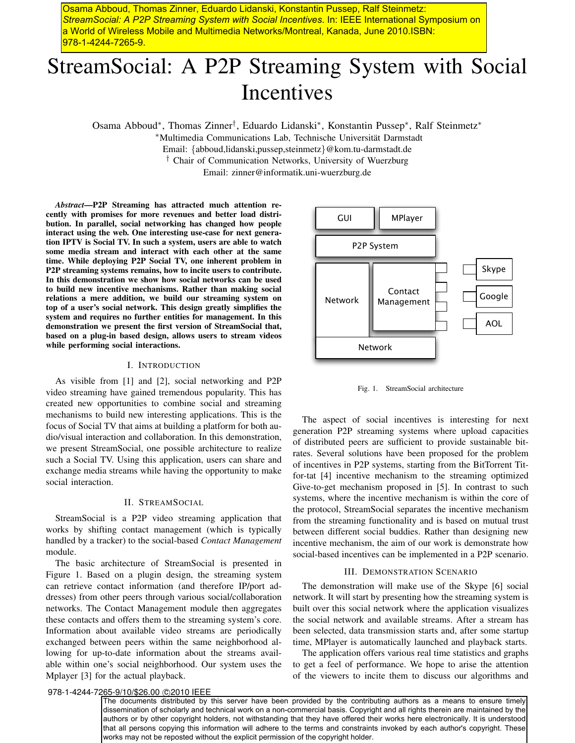Osama Abboud, Thomas Zinner, Eduardo Lidanski, Konstantin Pussep, Ralf Steinmetz: *StreamSocial: A P2P Streaming System with Social Incentives*. In: IEEE International Symposium on a World of Wireless Mobile and Multimedia Networks/Montreal, Kanada, June 2010.ISBN: 978-1-4244-7265-9.

# StreamSocial: A P2P Streaming System with Social Incentives

Osama Abboud*, Thomas Zinner†, Eduardo Lidanski*, Konstantin Pussep*, Ralf Steinmetz*

*Multimedia Communications Lab, Technische Universität Darmstadt
Email: {abboud,lidanski,pussep,steinmetz}@kom.tu-darmstadt.de

† Chair of Communication Networks, University of Wuerzburg
Email: zinner@informatik.uni-wuerzburg.de

***Abstract*—P2P Streaming has attracted much attention recently with promises for more revenues and better load distribution. In parallel, social networking has changed how people interact using the web. One interesting use-case for next generation IPTV is Social TV. In such a system, users are able to watch some media stream and interact with each other at the same time. While deploying P2P Social TV, one inherent problem in P2P streaming systems remains, how to incite users to contribute. In this demonstration we show how social networks can be used to build new incentive mechanisms. Rather than making social relations a mere addition, we build our streaming system on top of a user's social network. This design greatly simplifies the system and requires no further entities for management. In this demonstration we present the first version of StreamSocial that, based on a plug-in based design, allows users to stream videos while performing social interactions.**

## I. Introduction

As visible from [1] and [2], social networking and P2P video streaming have gained tremendous popularity. This has created new opportunities to combine social and streaming mechanisms to build new interesting applications. This is the focus of Social TV that aims at building a platform for both audio/visual interaction and collaboration. In this demonstration, we present StreamSocial, one possible architecture to realize such a Social TV. Using this application, users can share and exchange media streams while having the opportunity to make social interaction.

## II. StreamSocial

StreamSocial is a P2P video streaming application that works by shifting contact management (which is typically handled by a tracker) to the social-based *Contact Management* module.

The basic architecture of StreamSocial is presented in Figure 1. Based on a plugin design, the streaming system can retrieve contact information (and therefore IP/port addresses) from other peers through various social/collaboration networks. The Contact Management module then aggregates these contacts and offers them to the streaming system's core. Information about available video streams are periodically exchanged between peers within the same neighborhood allowing for up-to-date information about the streams available within one's social neighborhood. Our system uses the Mplayer [3] for the actual playback.

| GUI | MPlayer |
|---|---|
| P2P System | |
| Network | Contact Management (Skype, Google, AOL) |
| Network | |

Fig. 1. StreamSocial architecture

The aspect of social incentives is interesting for next generation P2P streaming systems where upload capacities of distributed peers are sufficient to provide sustainable bitrates. Several solutions have been proposed for the problem of incentives in P2P systems, starting from the BitTorrent Tit-for-tat [4] incentive mechanism to the streaming optimized Give-to-get mechanism proposed in [5]. In contrast to such systems, where the incentive mechanism is within the core of the protocol, StreamSocial separates the incentive mechanism from the streaming functionality and is based on mutual trust between different social buddies. Rather than designing new incentive mechanism, the aim of our work is demonstrate how social-based incentives can be implemented in a P2P scenario.

## III. Demonstration Scenario

The demonstration will make use of the Skype [6] social network. It will start by presenting how the streaming system is built over this social network where the application visualizes the social network and available streams. After a stream has been selected, data transmission starts and, after some startup time, MPlayer is automatically launched and playback starts.

The application offers various real time statistics and graphs to get a feel of performance. We hope to arise the attention of the viewers to incite them to discuss our algorithms and

978-1-4244-7265-9/10/$26.00 ©2010 IEEE

The documents distributed by this server have been provided by the contributing authors as a means to ensure timely dissemination of scholarly and technical work on a non-commercial basis. Copyright and all rights therein are maintained by the authors or by other copyright holders, not withstanding that they have offered their works here electronically. It is understood that all persons copying this information will adhere to the terms and constraints invoked by each author's copyright. These works may not be reposted without the explicit permission of the copyright holder.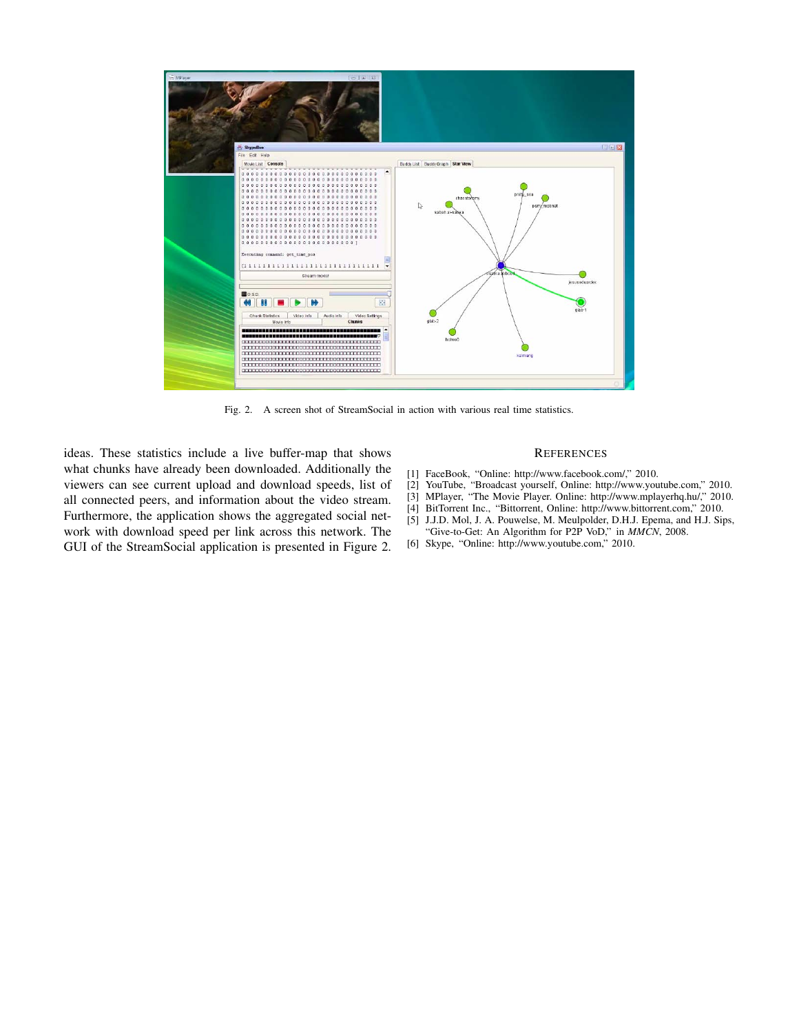Fig. 2. A screen shot of StreamSocial in action with various real time statistics.

ideas. These statistics include a live buffer-map that shows what chunks have already been downloaded. Additionally the viewers can see current upload and download speeds, list of all connected peers, and information about the video stream. Furthermore, the application shows the aggregated social network with download speed per link across this network. The GUI of the StreamSocial application is presented in Figure 2.

## REFERENCES

[1] FaceBook, "Online: http://www.facebook.com/," 2010.
[2] YouTube, "Broadcast yourself, Online: http://www.youtube.com," 2010.
[3] MPlayer, "The Movie Player. Online: http://www.mplayerhq.hu/," 2010.
[4] BitTorrent Inc., "Bittorrent, Online: http://www.bittorrent.com," 2010.
[5] J.J.D. Mol, J. A. Pouwelse, M. Meulpolder, D.H.J. Epema, and H.J. Sips, "Give-to-Get: An Algorithm for P2P VoD," in *MMCN*, 2008.
[6] Skype, "Online: http://www.youtube.com," 2010.